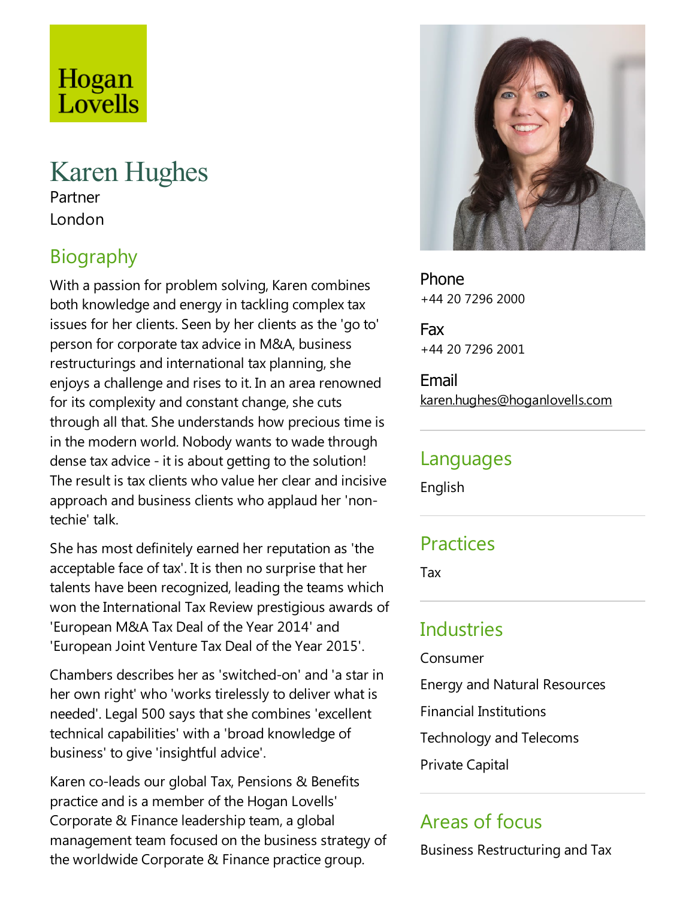Hogan Lovells

# Karen Hughes

Partner

London

## Biography

With a passion for problem solving, Karen combines both knowledge and energy in tackling complex tax issues for her clients. Seen by her clients as the 'go to' person for corporate tax advice in M&A, business restructurings and international tax planning, she enjoys a challenge and rises to it. In an area renowned for its complexity and constant change, she cuts through all that. She understands how precious time is in the modern world. Nobody wants to wade through dense tax advice - it is about getting to the solution! The result is tax clients who value her clear and incisive approach and business clients who applaud her 'non-techie' talk.

She has most definitely earned her reputation as 'the acceptable face of tax'. It is then no surprise that her talents have been recognized, leading the teams which won the International Tax Review prestigious awards of 'European M&A Tax Deal of the Year 2014' and 'European Joint Venture Tax Deal of the Year 2015'.

Chambers describes her as 'switched-on' and 'a star in her own right' who 'works tirelessly to deliver what is needed'. Legal 500 says that she combines 'excellent technical capabilities' with a 'broad knowledge of business' to give 'insightful advice'.

Karen co-leads our global Tax, Pensions & Benefits practice and is a member of the Hogan Lovells' Corporate & Finance leadership team, a global management team focused on the business strategy of the worldwide Corporate & Finance practice group.

**Phone**
+44 20 7296 2000

**Fax**
+44 20 7296 2001

**Email**
karen.hughes@hoganlovells.com

## Languages

English

## Practices

Tax

## Industries

Consumer

Energy and Natural Resources

Financial Institutions

Technology and Telecoms

Private Capital

## Areas of focus

Business Restructuring and Tax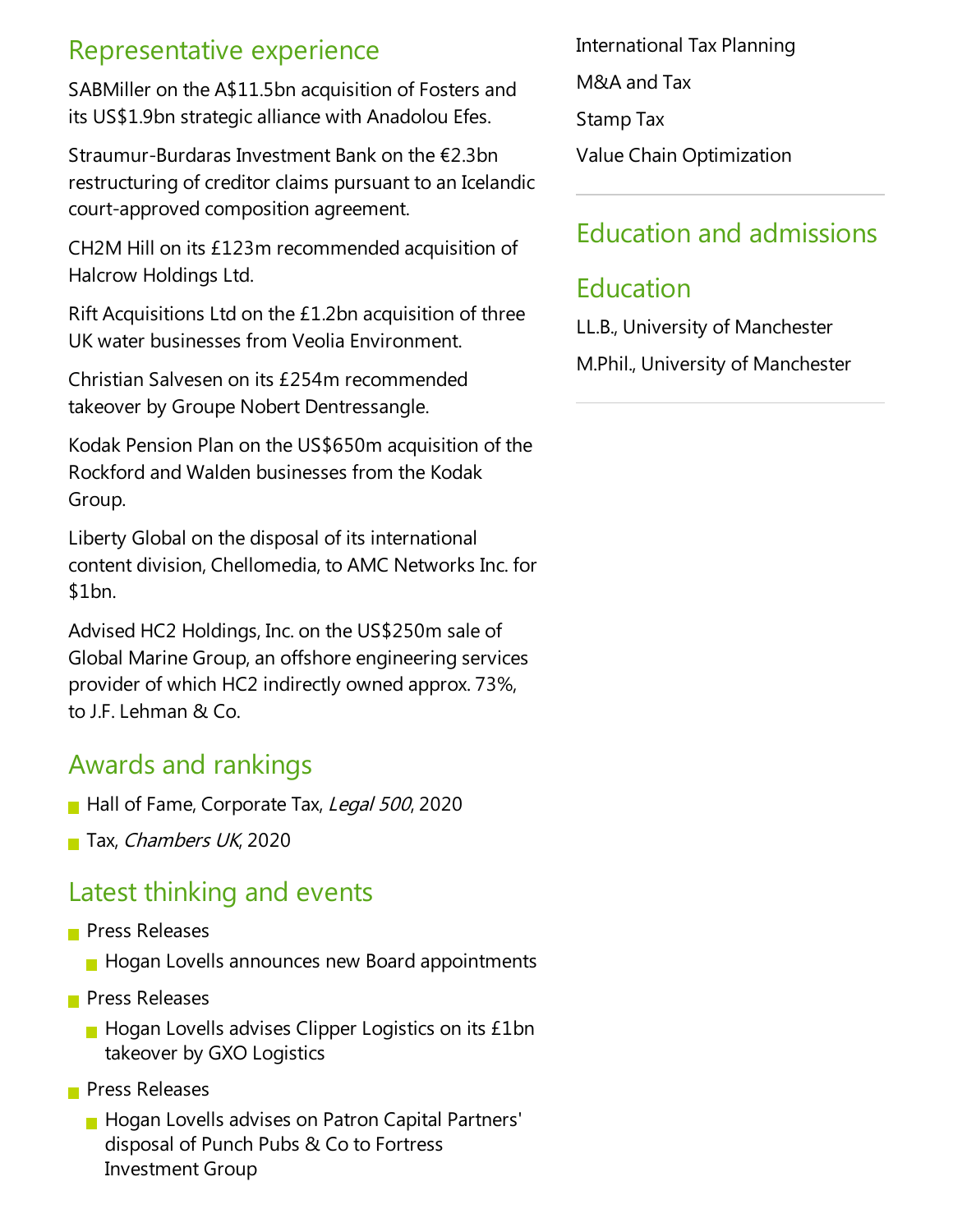## Representative experience

SABMiller on the A$11.5bn acquisition of Fosters and its US$1.9bn strategic alliance with Anadolou Efes.

Straumur-Burdaras Investment Bank on the €2.3bn restructuring of creditor claims pursuant to an Icelandic court-approved composition agreement.

CH2M Hill on its £123m recommended acquisition of Halcrow Holdings Ltd.

Rift Acquisitions Ltd on the £1.2bn acquisition of three UK water businesses from Veolia Environment.

Christian Salvesen on its £254m recommended takeover by Groupe Nobert Dentressangle.

Kodak Pension Plan on the US$650m acquisition of the Rockford and Walden businesses from the Kodak Group.

Liberty Global on the disposal of its international content division, Chellomedia, to AMC Networks Inc. for $1bn.

Advised HC2 Holdings, Inc. on the US$250m sale of Global Marine Group, an offshore engineering services provider of which HC2 indirectly owned approx. 73%, to J.F. Lehman & Co.

## Awards and rankings

- Hall of Fame, Corporate Tax, *Legal 500*, 2020
- Tax, *Chambers UK*, 2020

## Latest thinking and events

- Press Releases
  - Hogan Lovells announces new Board appointments
- Press Releases
  - Hogan Lovells advises Clipper Logistics on its £1bn takeover by GXO Logistics
- Press Releases
  - Hogan Lovells advises on Patron Capital Partners' disposal of Punch Pubs & Co to Fortress Investment Group

International Tax Planning

M&A and Tax

Stamp Tax

Value Chain Optimization

## Education and admissions

## Education

LL.B., University of Manchester

M.Phil., University of Manchester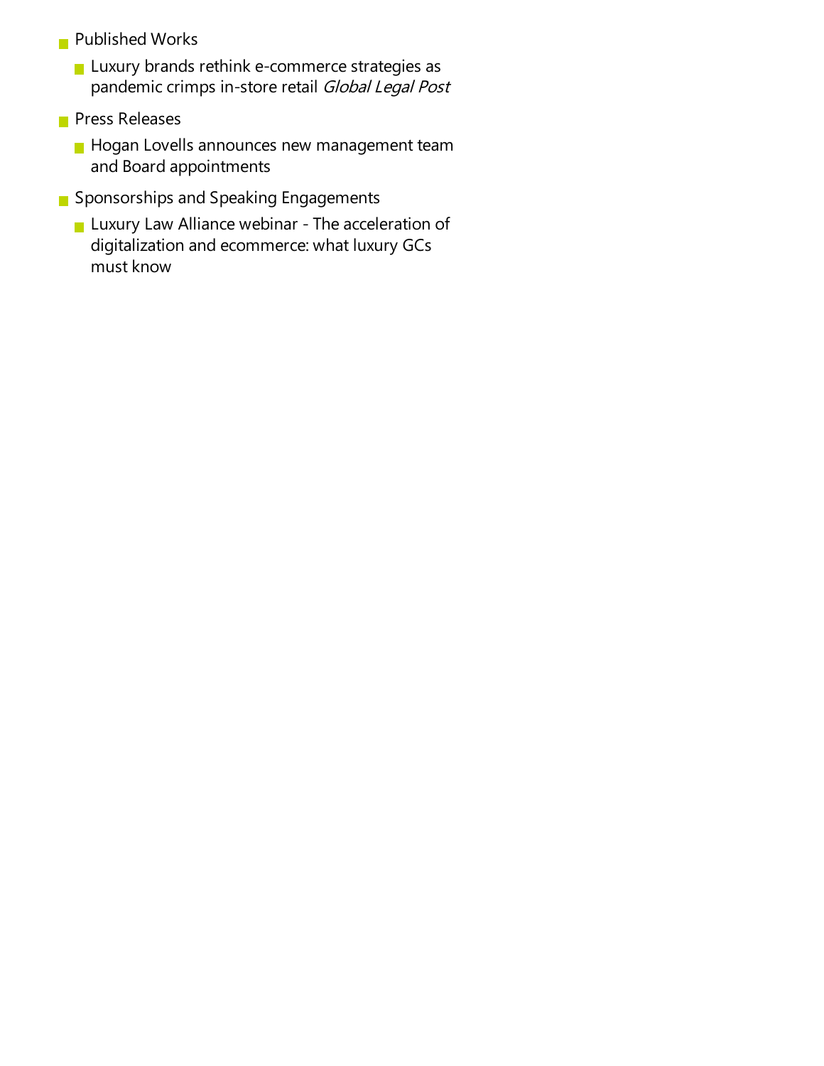- Published Works
  - Luxury brands rethink e-commerce strategies as pandemic crimps in-store retail *Global Legal Post*
- Press Releases
  - Hogan Lovells announces new management team and Board appointments
- Sponsorships and Speaking Engagements
  - Luxury Law Alliance webinar - The acceleration of digitalization and ecommerce: what luxury GCs must know